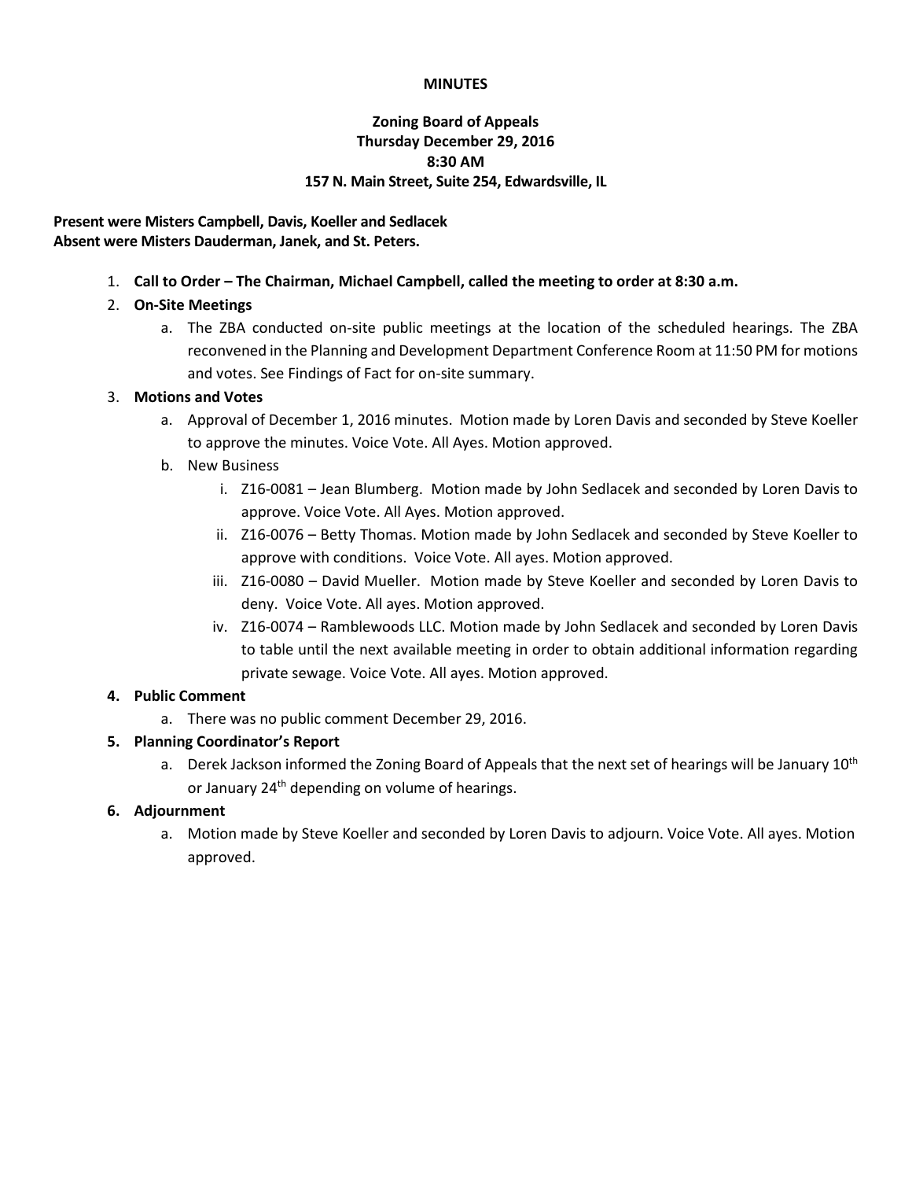**MINUTES**

**Zoning Board of Appeals**
**Thursday December 29, 2016**
**8:30 AM**
**157 N. Main Street, Suite 254, Edwardsville, IL**

**Present were Misters Campbell, Davis, Koeller and Sedlacek**
**Absent were Misters Dauderman, Janek, and St. Peters.**

1. **Call to Order – The Chairman, Michael Campbell, called the meeting to order at 8:30 a.m.**
2. **On-Site Meetings**
   a. The ZBA conducted on-site public meetings at the location of the scheduled hearings. The ZBA reconvened in the Planning and Development Department Conference Room at 11:50 PM for motions and votes. See Findings of Fact for on-site summary.
3. **Motions and Votes**
   a. Approval of December 1, 2016 minutes. Motion made by Loren Davis and seconded by Steve Koeller to approve the minutes. Voice Vote. All Ayes. Motion approved.
   b. New Business
      i. Z16-0081 – Jean Blumberg. Motion made by John Sedlacek and seconded by Loren Davis to approve. Voice Vote. All Ayes. Motion approved.
      ii. Z16-0076 – Betty Thomas. Motion made by John Sedlacek and seconded by Steve Koeller to approve with conditions. Voice Vote. All ayes. Motion approved.
      iii. Z16-0080 – David Mueller. Motion made by Steve Koeller and seconded by Loren Davis to deny. Voice Vote. All ayes. Motion approved.
      iv. Z16-0074 – Ramblewoods LLC. Motion made by John Sedlacek and seconded by Loren Davis to table until the next available meeting in order to obtain additional information regarding private sewage. Voice Vote. All ayes. Motion approved.
4. **Public Comment**
   a. There was no public comment December 29, 2016.
5. **Planning Coordinator's Report**
   a. Derek Jackson informed the Zoning Board of Appeals that the next set of hearings will be January 10th or January 24th depending on volume of hearings.
6. **Adjournment**
   a. Motion made by Steve Koeller and seconded by Loren Davis to adjourn. Voice Vote. All ayes. Motion approved.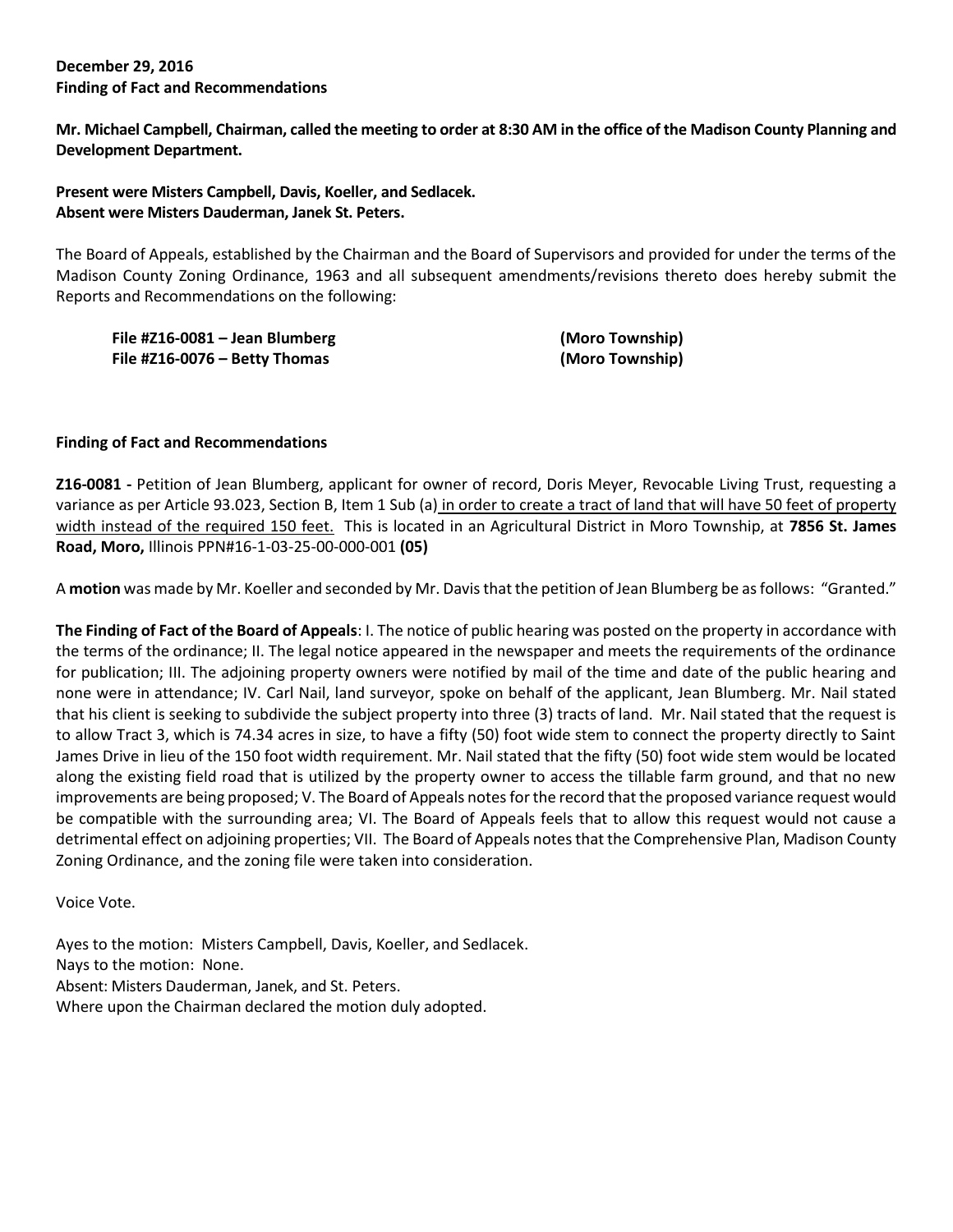**December 29, 2016**
**Finding of Fact and Recommendations**

**Mr. Michael Campbell, Chairman, called the meeting to order at 8:30 AM in the office of the Madison County Planning and Development Department.**

**Present were Misters Campbell, Davis, Koeller, and Sedlacek.**
**Absent were Misters Dauderman, Janek St. Peters.**

The Board of Appeals, established by the Chairman and the Board of Supervisors and provided for under the terms of the Madison County Zoning Ordinance, 1963 and all subsequent amendments/revisions thereto does hereby submit the Reports and Recommendations on the following:

**File #Z16-0081 – Jean Blumberg** **(Moro Township)**
**File #Z16-0076 – Betty Thomas** **(Moro Township)**

**Finding of Fact and Recommendations**

**Z16-0081 -** Petition of Jean Blumberg, applicant for owner of record, Doris Meyer, Revocable Living Trust, requesting a variance as per Article 93.023, Section B, Item 1 Sub (a) in order to create a tract of land that will have 50 feet of property width instead of the required 150 feet. This is located in an Agricultural District in Moro Township, at **7856 St. James Road, Moro,** Illinois PPN#16-1-03-25-00-000-001 **(05)**

A **motion** was made by Mr. Koeller and seconded by Mr. Davis that the petition of Jean Blumberg be as follows: "Granted."

**The Finding of Fact of the Board of Appeals**: I. The notice of public hearing was posted on the property in accordance with the terms of the ordinance; II. The legal notice appeared in the newspaper and meets the requirements of the ordinance for publication; III. The adjoining property owners were notified by mail of the time and date of the public hearing and none were in attendance; IV. Carl Nail, land surveyor, spoke on behalf of the applicant, Jean Blumberg. Mr. Nail stated that his client is seeking to subdivide the subject property into three (3) tracts of land. Mr. Nail stated that the request is to allow Tract 3, which is 74.34 acres in size, to have a fifty (50) foot wide stem to connect the property directly to Saint James Drive in lieu of the 150 foot width requirement. Mr. Nail stated that the fifty (50) foot wide stem would be located along the existing field road that is utilized by the property owner to access the tillable farm ground, and that no new improvements are being proposed; V. The Board of Appeals notes for the record that the proposed variance request would be compatible with the surrounding area; VI. The Board of Appeals feels that to allow this request would not cause a detrimental effect on adjoining properties; VII. The Board of Appeals notes that the Comprehensive Plan, Madison County Zoning Ordinance, and the zoning file were taken into consideration.

Voice Vote.

Ayes to the motion: Misters Campbell, Davis, Koeller, and Sedlacek.
Nays to the motion: None.
Absent: Misters Dauderman, Janek, and St. Peters.
Where upon the Chairman declared the motion duly adopted.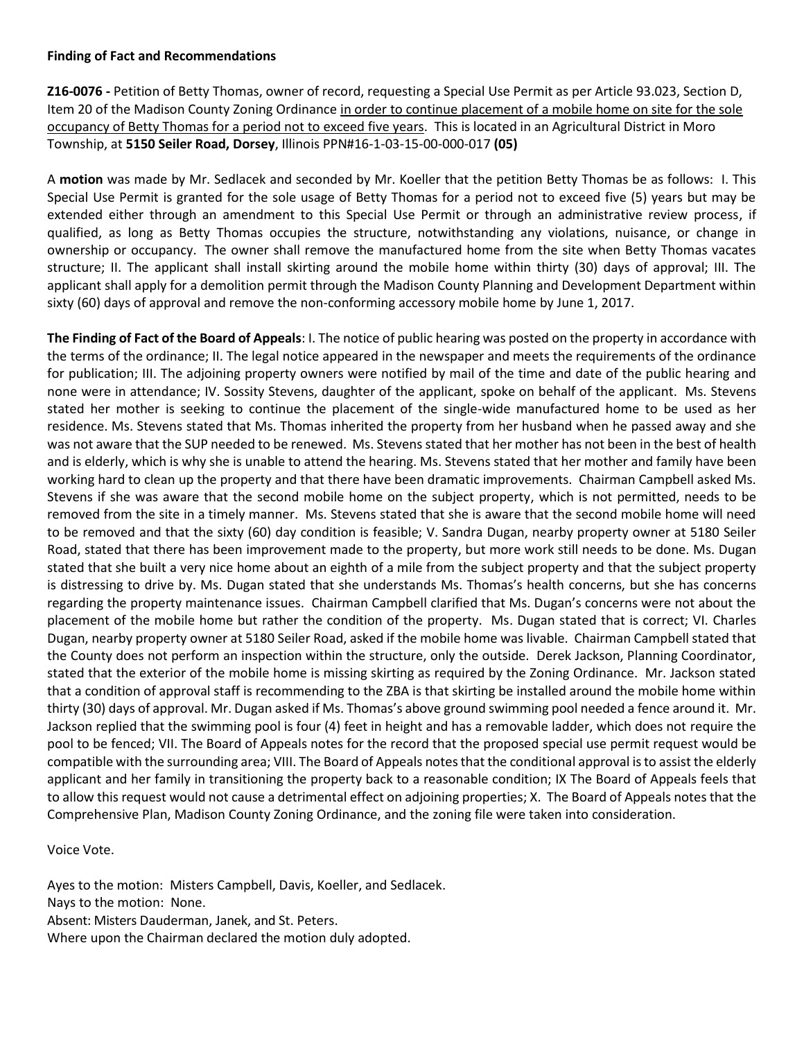**Finding of Fact and Recommendations**

**Z16-0076 -** Petition of Betty Thomas, owner of record, requesting a Special Use Permit as per Article 93.023, Section D, Item 20 of the Madison County Zoning Ordinance in order to continue placement of a mobile home on site for the sole occupancy of Betty Thomas for a period not to exceed five years. This is located in an Agricultural District in Moro Township, at **5150 Seiler Road, Dorsey**, Illinois PPN#16-1-03-15-00-000-017 **(05)**

A **motion** was made by Mr. Sedlacek and seconded by Mr. Koeller that the petition Betty Thomas be as follows: I. This Special Use Permit is granted for the sole usage of Betty Thomas for a period not to exceed five (5) years but may be extended either through an amendment to this Special Use Permit or through an administrative review process, if qualified, as long as Betty Thomas occupies the structure, notwithstanding any violations, nuisance, or change in ownership or occupancy. The owner shall remove the manufactured home from the site when Betty Thomas vacates structure; II. The applicant shall install skirting around the mobile home within thirty (30) days of approval; III. The applicant shall apply for a demolition permit through the Madison County Planning and Development Department within sixty (60) days of approval and remove the non-conforming accessory mobile home by June 1, 2017.

**The Finding of Fact of the Board of Appeals**: I. The notice of public hearing was posted on the property in accordance with the terms of the ordinance; II. The legal notice appeared in the newspaper and meets the requirements of the ordinance for publication; III. The adjoining property owners were notified by mail of the time and date of the public hearing and none were in attendance; IV. Sossity Stevens, daughter of the applicant, spoke on behalf of the applicant. Ms. Stevens stated her mother is seeking to continue the placement of the single-wide manufactured home to be used as her residence. Ms. Stevens stated that Ms. Thomas inherited the property from her husband when he passed away and she was not aware that the SUP needed to be renewed. Ms. Stevens stated that her mother has not been in the best of health and is elderly, which is why she is unable to attend the hearing. Ms. Stevens stated that her mother and family have been working hard to clean up the property and that there have been dramatic improvements. Chairman Campbell asked Ms. Stevens if she was aware that the second mobile home on the subject property, which is not permitted, needs to be removed from the site in a timely manner. Ms. Stevens stated that she is aware that the second mobile home will need to be removed and that the sixty (60) day condition is feasible; V. Sandra Dugan, nearby property owner at 5180 Seiler Road, stated that there has been improvement made to the property, but more work still needs to be done. Ms. Dugan stated that she built a very nice home about an eighth of a mile from the subject property and that the subject property is distressing to drive by. Ms. Dugan stated that she understands Ms. Thomas's health concerns, but she has concerns regarding the property maintenance issues. Chairman Campbell clarified that Ms. Dugan's concerns were not about the placement of the mobile home but rather the condition of the property. Ms. Dugan stated that is correct; VI. Charles Dugan, nearby property owner at 5180 Seiler Road, asked if the mobile home was livable. Chairman Campbell stated that the County does not perform an inspection within the structure, only the outside. Derek Jackson, Planning Coordinator, stated that the exterior of the mobile home is missing skirting as required by the Zoning Ordinance. Mr. Jackson stated that a condition of approval staff is recommending to the ZBA is that skirting be installed around the mobile home within thirty (30) days of approval. Mr. Dugan asked if Ms. Thomas's above ground swimming pool needed a fence around it. Mr. Jackson replied that the swimming pool is four (4) feet in height and has a removable ladder, which does not require the pool to be fenced; VII. The Board of Appeals notes for the record that the proposed special use permit request would be compatible with the surrounding area; VIII. The Board of Appeals notes that the conditional approval is to assist the elderly applicant and her family in transitioning the property back to a reasonable condition; IX The Board of Appeals feels that to allow this request would not cause a detrimental effect on adjoining properties; X. The Board of Appeals notes that the Comprehensive Plan, Madison County Zoning Ordinance, and the zoning file were taken into consideration.

Voice Vote.

Ayes to the motion: Misters Campbell, Davis, Koeller, and Sedlacek.
Nays to the motion: None.
Absent: Misters Dauderman, Janek, and St. Peters.
Where upon the Chairman declared the motion duly adopted.